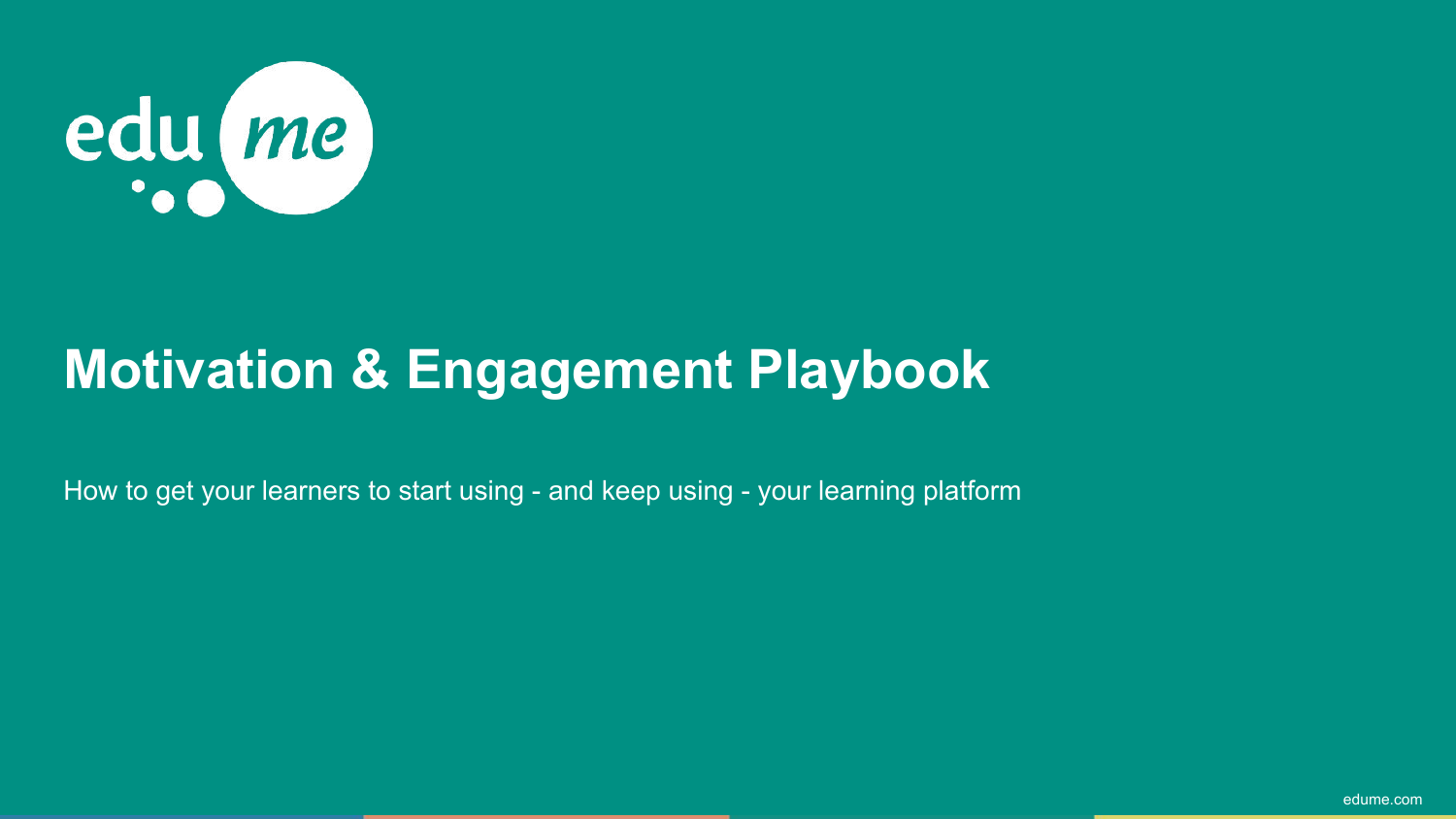# Motivation & Engagement Playbook

How to get your learners to start using - and keep using - your learning platform

edume.com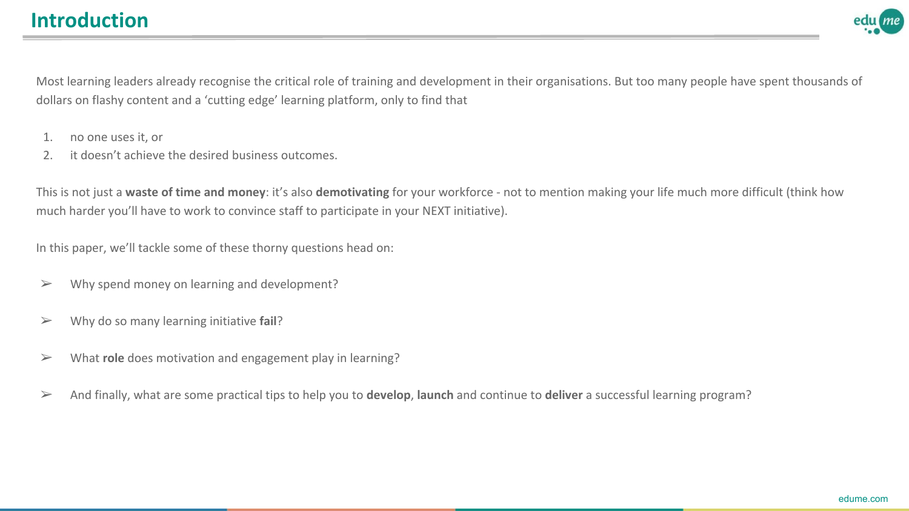# Introduction

Most learning leaders already recognise the critical role of training and development in their organisations. But too many people have spent thousands of dollars on flashy content and a ‘cutting edge’ learning platform, only to find that

1. no one uses it, or
2. it doesn’t achieve the desired business outcomes.

This is not just a **waste of time and money**: it’s also **demotivating** for your workforce - not to mention making your life much more difficult (think how much harder you’ll have to work to convince staff to participate in your NEXT initiative).

In this paper, we’ll tackle some of these thorny questions head on:

- Why spend money on learning and development?
- Why do so many learning initiative **fail**?
- What **role** does motivation and engagement play in learning?
- And finally, what are some practical tips to help you to **develop**, **launch** and continue to **deliver** a successful learning program?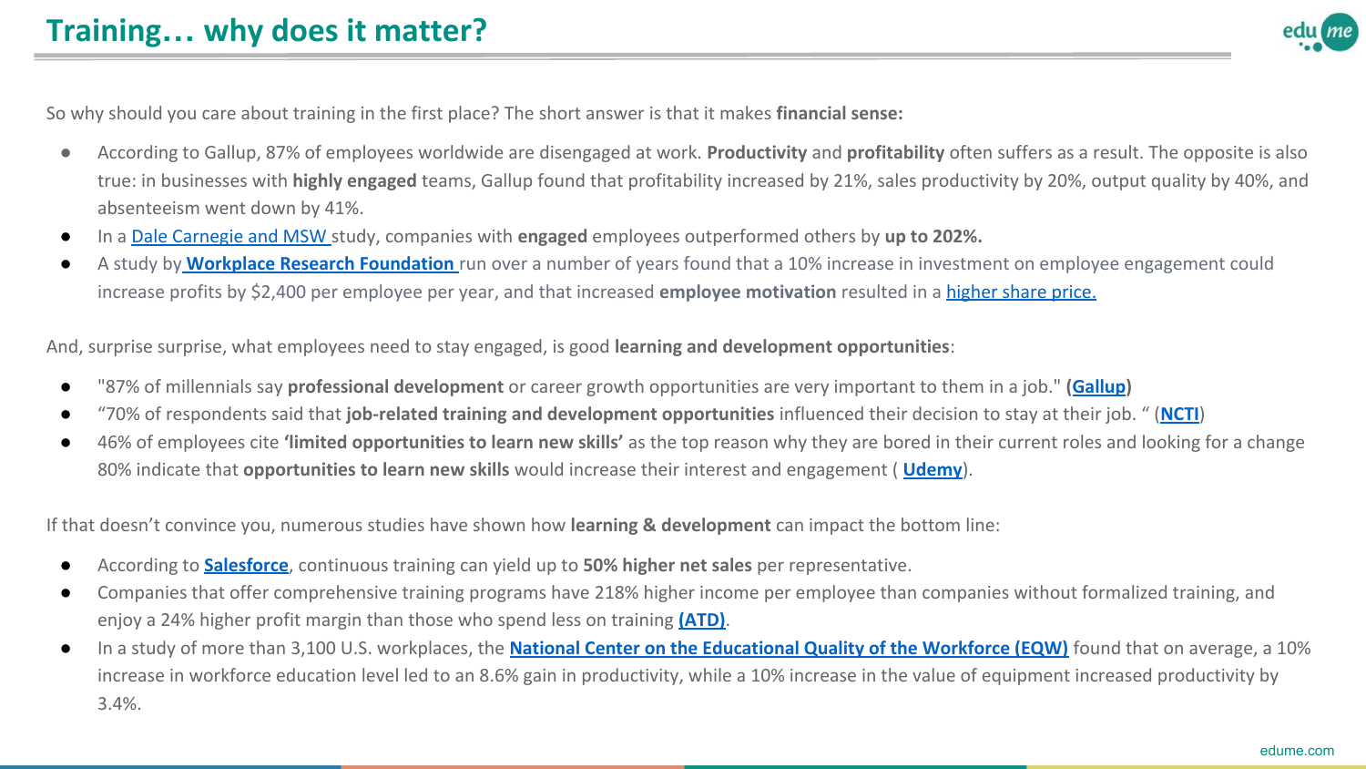# Training… why does it matter?

So why should you care about training in the first place? The short answer is that it makes **financial sense:**

- According to Gallup, 87% of employees worldwide are disengaged at work. **Productivity** and **profitability** often suffers as a result. The opposite is also true: in businesses with **highly engaged** teams, Gallup found that profitability increased by 21%, sales productivity by 20%, output quality by 40%, and absenteeism went down by 41%.
- In a Dale Carnegie and MSW study, companies with **engaged** employees outperformed others by **up to 202%.**
- A study by **Workplace Research Foundation** run over a number of years found that a 10% increase in investment on employee engagement could increase profits by $2,400 per employee per year, and that increased **employee motivation** resulted in a higher share price.

And, surprise surprise, what employees need to stay engaged, is good **learning and development opportunities**:

- "87% of millennials say **professional development** or career growth opportunities are very important to them in a job." **(Gallup)**
- "70% of respondents said that **job-related training and development opportunities** influenced their decision to stay at their job. " (**NCTI**)
- 46% of employees cite **'limited opportunities to learn new skills'** as the top reason why they are bored in their current roles and looking for a change 80% indicate that **opportunities to learn new skills** would increase their interest and engagement ( **Udemy**).

If that doesn't convince you, numerous studies have shown how **learning & development** can impact the bottom line:

- According to **Salesforce**, continuous training can yield up to **50% higher net sales** per representative.
- Companies that offer comprehensive training programs have 218% higher income per employee than companies without formalized training, and enjoy a 24% higher profit margin than those who spend less on training **(ATD)**.
- In a study of more than 3,100 U.S. workplaces, the **National Center on the Educational Quality of the Workforce (EQW)** found that on average, a 10% increase in workforce education level led to an 8.6% gain in productivity, while a 10% increase in the value of equipment increased productivity by 3.4%.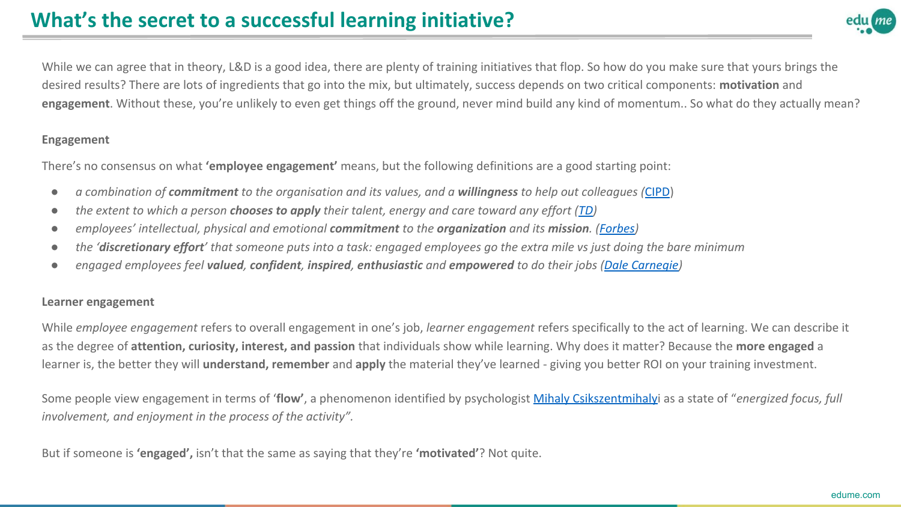# What's the secret to a successful learning initiative?

While we can agree that in theory, L&D is a good idea, there are plenty of training initiatives that flop. So how do you make sure that yours brings the desired results? There are lots of ingredients that go into the mix, but ultimately, success depends on two critical components: **motivation** and **engagement**. Without these, you're unlikely to even get things off the ground, never mind build any kind of momentum.. So what do they actually mean?

**Engagement**

There's no consensus on what **'employee engagement'** means, but the following definitions are a good starting point:

- *a combination of **commitment** to the organisation and its values, and a **willingness** to help out colleagues (*CIPD*)*
- *the extent to which a person **chooses to apply** their talent, energy and care toward any effort (TD)*
- *employees' intellectual, physical and emotional **commitment** to the **organization** and its **mission**. (Forbes)*
- *the '**discretionary effort**' that someone puts into a task: engaged employees go the extra mile vs just doing the bare minimum*
- *engaged employees feel **valued**, **confident**, **inspired**, **enthusiastic** and **empowered** to do their jobs (Dale Carnegie)*

**Learner engagement**

While *employee engagement* refers to overall engagement in one's job, *learner engagement* refers specifically to the act of learning. We can describe it as the degree of **attention, curiosity, interest, and passion** that individuals show while learning. Why does it matter? Because the **more engaged** a learner is, the better they will **understand, remember** and **apply** the material they've learned - giving you better ROI on your training investment.

Some people view engagement in terms of '**flow'**, a phenomenon identified by psychologist Mihaly Csikszentmihalyi as a state of "*energized focus, full involvement, and enjoyment in the process of the activity".*

But if someone is **'engaged',** isn't that the same as saying that they're **'motivated'**? Not quite.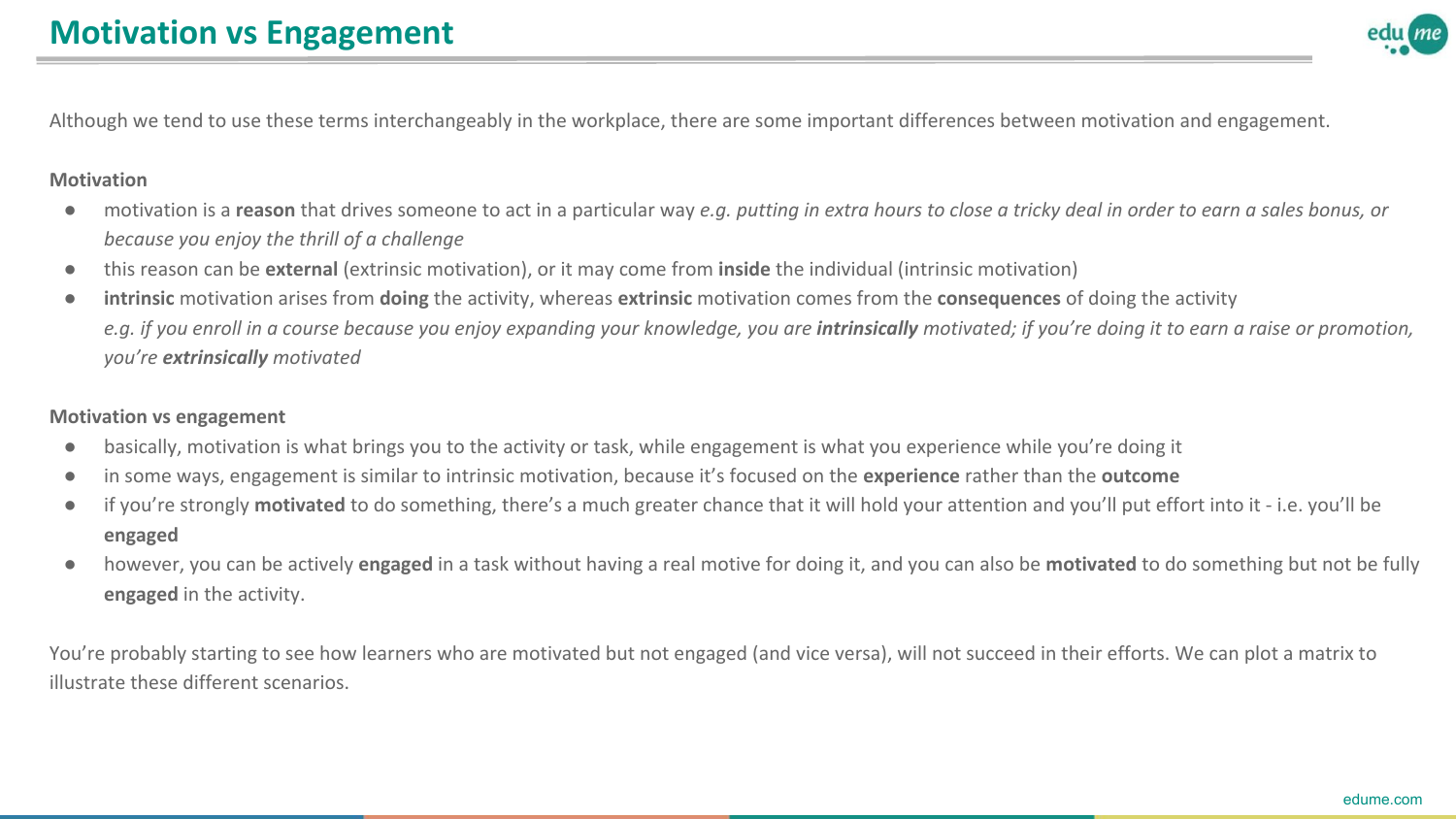# Motivation vs Engagement

Although we tend to use these terms interchangeably in the workplace, there are some important differences between motivation and engagement.

**Motivation**

- motivation is a **reason** that drives someone to act in a particular way *e.g. putting in extra hours to close a tricky deal in order to earn a sales bonus, or because you enjoy the thrill of a challenge*
- this reason can be **external** (extrinsic motivation), or it may come from **inside** the individual (intrinsic motivation)
- **intrinsic** motivation arises from **doing** the activity, whereas **extrinsic** motivation comes from the **consequences** of doing the activity
  *e.g. if you enroll in a course because you enjoy expanding your knowledge, you are* ***intrinsically*** *motivated; if you're doing it to earn a raise or promotion, you're* ***extrinsically*** *motivated*

**Motivation vs engagement**

- basically, motivation is what brings you to the activity or task, while engagement is what you experience while you're doing it
- in some ways, engagement is similar to intrinsic motivation, because it's focused on the **experience** rather than the **outcome**
- if you're strongly **motivated** to do something, there's a much greater chance that it will hold your attention and you'll put effort into it - i.e. you'll be **engaged**
- however, you can be actively **engaged** in a task without having a real motive for doing it, and you can also be **motivated** to do something but not be fully **engaged** in the activity.

You're probably starting to see how learners who are motivated but not engaged (and vice versa), will not succeed in their efforts. We can plot a matrix to illustrate these different scenarios.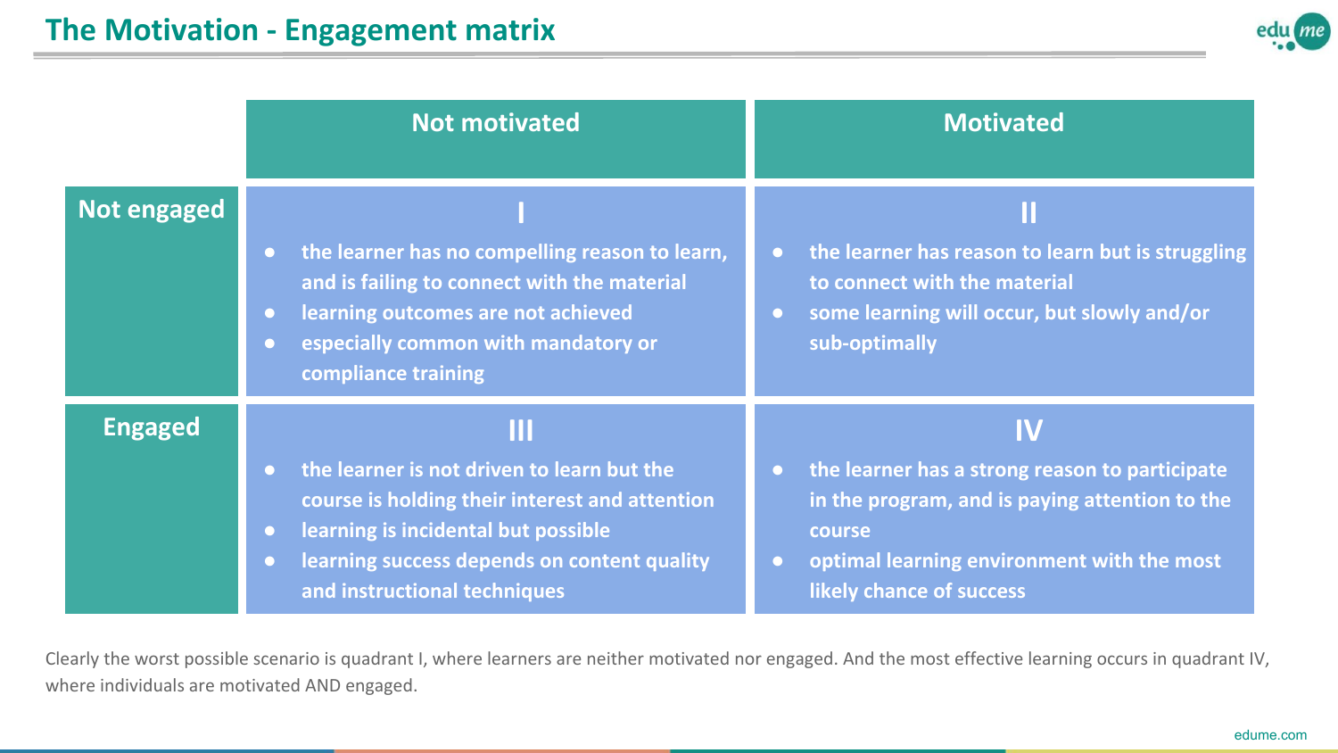## The Motivation - Engagement matrix

| | Not motivated | Motivated |
|---|---|---|
| **Not engaged** | **I**<br>• the learner has no compelling reason to learn, and is failing to connect with the material<br>• learning outcomes are not achieved<br>• especially common with mandatory or compliance training | **II**<br>• the learner has reason to learn but is struggling to connect with the material<br>• some learning will occur, but slowly and/or sub-optimally |
| **Engaged** | **III**<br>• the learner is not driven to learn but the course is holding their interest and attention<br>• learning is incidental but possible<br>• learning success depends on content quality and instructional techniques | **IV**<br>• the learner has a strong reason to participate in the program, and is paying attention to the course<br>• optimal learning environment with the most likely chance of success |

Clearly the worst possible scenario is quadrant I, where learners are neither motivated nor engaged. And the most effective learning occurs in quadrant IV, where individuals are motivated AND engaged.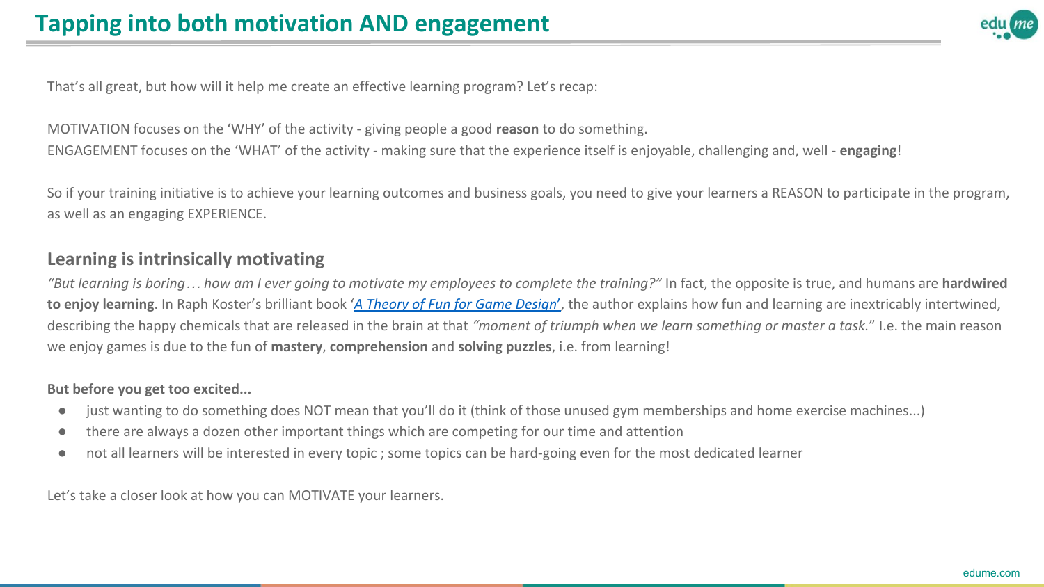# Tapping into both motivation AND engagement

That's all great, but how will it help me create an effective learning program? Let's recap:

MOTIVATION focuses on the 'WHY' of the activity - giving people a good **reason** to do something.
ENGAGEMENT focuses on the 'WHAT' of the activity - making sure that the experience itself is enjoyable, challenging and, well - **engaging**!

So if your training initiative is to achieve your learning outcomes and business goals, you need to give your learners a REASON to participate in the program, as well as an engaging EXPERIENCE.

## Learning is intrinsically motivating

*"But learning is boring… how am I ever going to motivate my employees to complete the training?"* In fact, the opposite is true, and humans are **hardwired to enjoy learning**. In Raph Koster's brilliant book '*A Theory of Fun for Game Design*', the author explains how fun and learning are inextricably intertwined, describing the happy chemicals that are released in the brain at that *"moment of triumph when we learn something or master a task.*" I.e. the main reason we enjoy games is due to the fun of **mastery**, **comprehension** and **solving puzzles**, i.e. from learning!

**But before you get too excited...**

- just wanting to do something does NOT mean that you'll do it (think of those unused gym memberships and home exercise machines...)
- there are always a dozen other important things which are competing for our time and attention
- not all learners will be interested in every topic ; some topics can be hard-going even for the most dedicated learner

Let's take a closer look at how you can MOTIVATE your learners.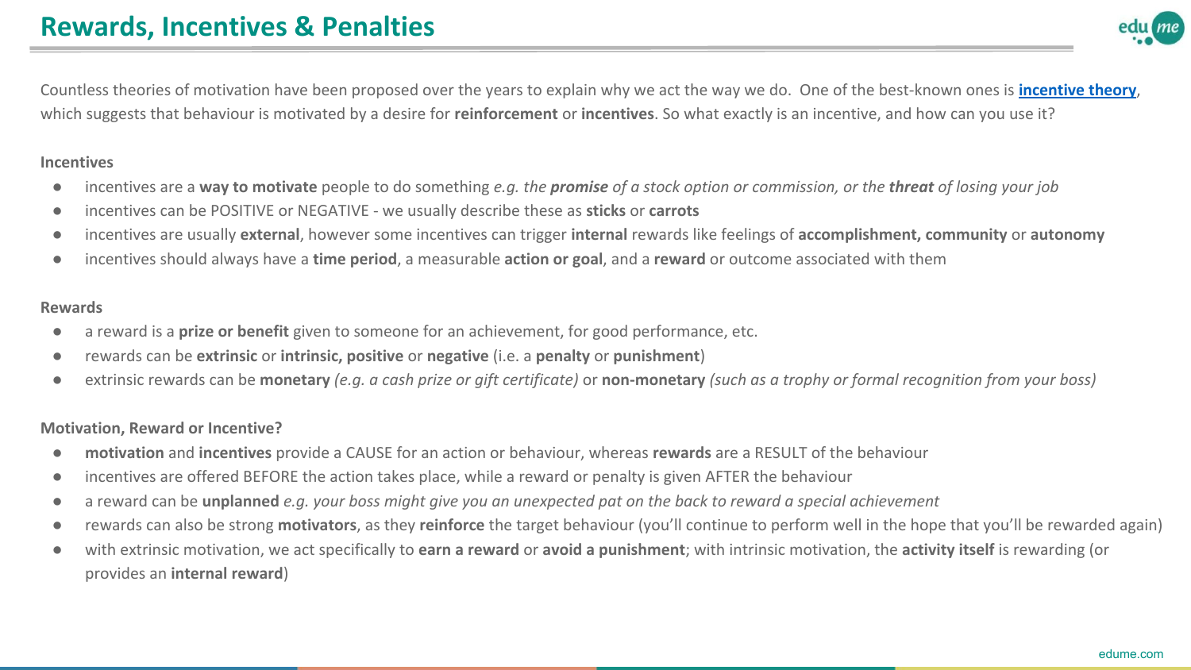# Rewards, Incentives & Penalties

Countless theories of motivation have been proposed over the years to explain why we act the way we do. One of the best-known ones is **incentive theory**, which suggests that behaviour is motivated by a desire for **reinforcement** or **incentives**. So what exactly is an incentive, and how can you use it?

### Incentives

- incentives are a **way to motivate** people to do something *e.g. the **promise** of a stock option or commission, or the **threat** of losing your job*
- incentives can be POSITIVE or NEGATIVE - we usually describe these as **sticks** or **carrots**
- incentives are usually **external**, however some incentives can trigger **internal** rewards like feelings of **accomplishment, community** or **autonomy**
- incentives should always have a **time period**, a measurable **action or goal**, and a **reward** or outcome associated with them

### Rewards

- a reward is a **prize or benefit** given to someone for an achievement, for good performance, etc.
- rewards can be **extrinsic** or **intrinsic, positive** or **negative** (i.e. a **penalty** or **punishment**)
- extrinsic rewards can be **monetary** *(e.g. a cash prize or gift certificate)* or **non-monetary** *(such as a trophy or formal recognition from your boss)*

### Motivation, Reward or Incentive?

- **motivation** and **incentives** provide a CAUSE for an action or behaviour, whereas **rewards** are a RESULT of the behaviour
- incentives are offered BEFORE the action takes place, while a reward or penalty is given AFTER the behaviour
- a reward can be **unplanned** *e.g. your boss might give you an unexpected pat on the back to reward a special achievement*
- rewards can also be strong **motivators**, as they **reinforce** the target behaviour (you'll continue to perform well in the hope that you'll be rewarded again)
- with extrinsic motivation, we act specifically to **earn a reward** or **avoid a punishment**; with intrinsic motivation, the **activity itself** is rewarding (or provides an **internal reward**)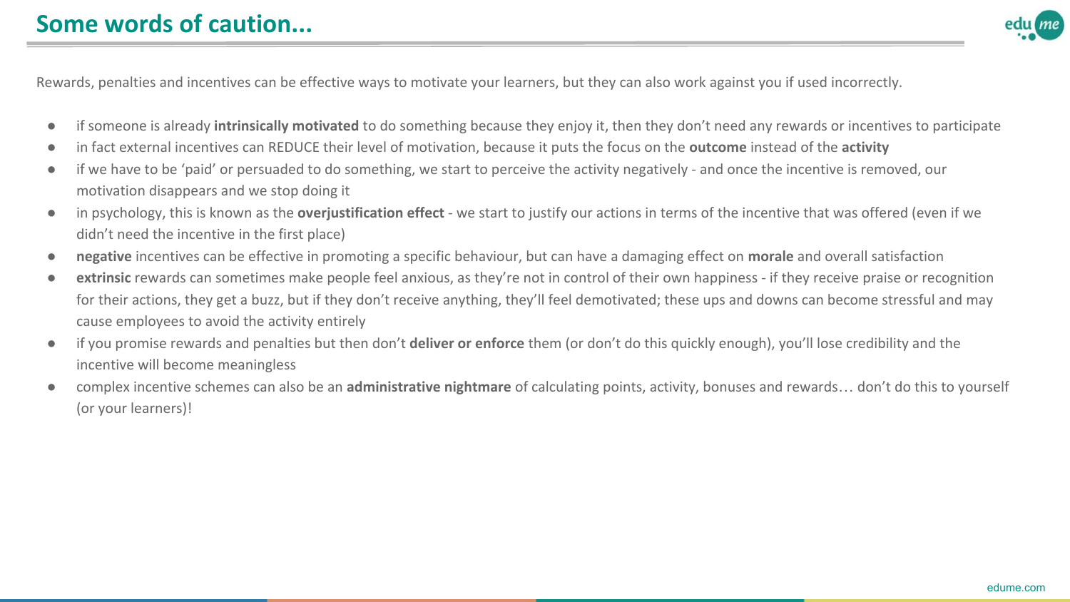# Some words of caution...

Rewards, penalties and incentives can be effective ways to motivate your learners, but they can also work against you if used incorrectly.

- if someone is already **intrinsically motivated** to do something because they enjoy it, then they don't need any rewards or incentives to participate
- in fact external incentives can REDUCE their level of motivation, because it puts the focus on the **outcome** instead of the **activity**
- if we have to be 'paid' or persuaded to do something, we start to perceive the activity negatively - and once the incentive is removed, our motivation disappears and we stop doing it
- in psychology, this is known as the **overjustification effect** - we start to justify our actions in terms of the incentive that was offered (even if we didn't need the incentive in the first place)
- **negative** incentives can be effective in promoting a specific behaviour, but can have a damaging effect on **morale** and overall satisfaction
- **extrinsic** rewards can sometimes make people feel anxious, as they're not in control of their own happiness - if they receive praise or recognition for their actions, they get a buzz, but if they don't receive anything, they'll feel demotivated; these ups and downs can become stressful and may cause employees to avoid the activity entirely
- if you promise rewards and penalties but then don't **deliver or enforce** them (or don't do this quickly enough), you'll lose credibility and the incentive will become meaningless
- complex incentive schemes can also be an **administrative nightmare** of calculating points, activity, bonuses and rewards… don't do this to yourself (or your learners)!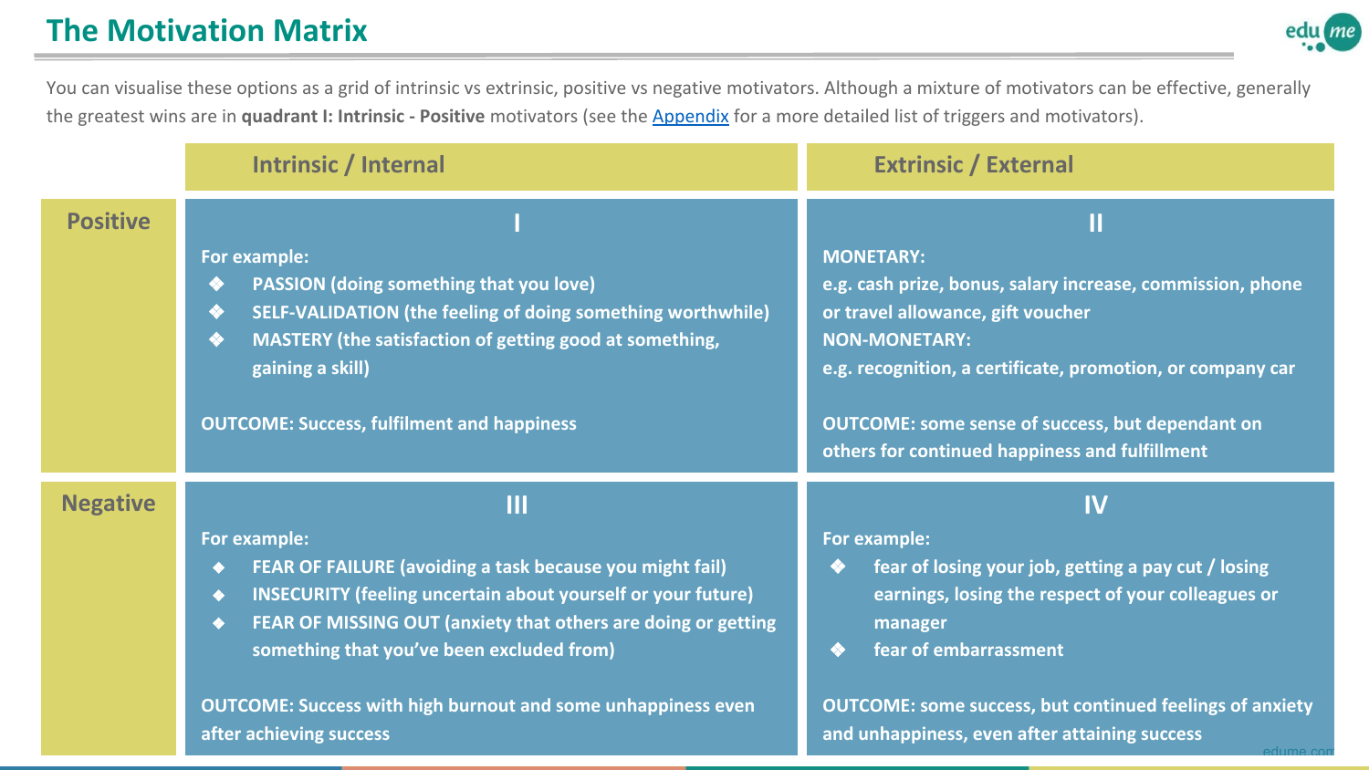# The Motivation Matrix

You can visualise these options as a grid of intrinsic vs extrinsic, positive vs negative motivators. Although a mixture of motivators can be effective, generally the greatest wins are in **quadrant I: Intrinsic - Positive** motivators (see the Appendix for a more detailed list of triggers and motivators).

| | Intrinsic / Internal | Extrinsic / External |
|---|---|---|
| **Positive** | **I**<br>For example:<br>❖ PASSION (doing something that you love)<br>❖ SELF-VALIDATION (the feeling of doing something worthwhile)<br>❖ MASTERY (the satisfaction of getting good at something, gaining a skill)<br><br>OUTCOME: Success, fulfilment and happiness | **II**<br>MONETARY:<br>e.g. cash prize, bonus, salary increase, commission, phone or travel allowance, gift voucher<br>NON-MONETARY:<br>e.g. recognition, a certificate, promotion, or company car<br><br>OUTCOME: some sense of success, but dependant on others for continued happiness and fulfillment |
| **Negative** | **III**<br>For example:<br>◆ FEAR OF FAILURE (avoiding a task because you might fail)<br>◆ INSECURITY (feeling uncertain about yourself or your future)<br>◆ FEAR OF MISSING OUT (anxiety that others are doing or getting something that you've been excluded from)<br><br>OUTCOME: Success with high burnout and some unhappiness even after achieving success | **IV**<br>For example:<br>❖ fear of losing your job, getting a pay cut / losing earnings, losing the respect of your colleagues or manager<br>❖ fear of embarrassment<br><br>OUTCOME: some success, but continued feelings of anxiety and unhappiness, even after attaining success |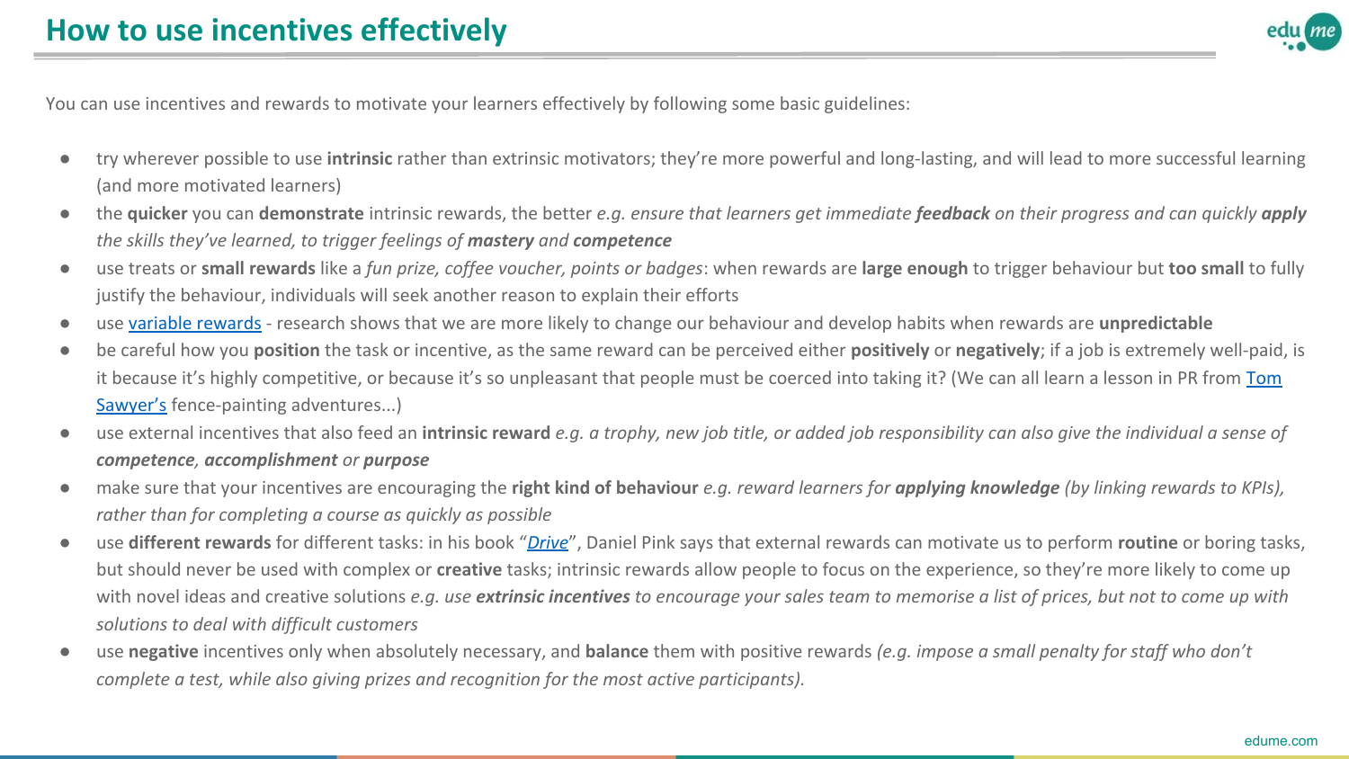# How to use incentives effectively

You can use incentives and rewards to motivate your learners effectively by following some basic guidelines:

- try wherever possible to use **intrinsic** rather than extrinsic motivators; they're more powerful and long-lasting, and will lead to more successful learning (and more motivated learners)
- the **quicker** you can **demonstrate** intrinsic rewards, the better *e.g. ensure that learners get immediate **feedback** on their progress and can quickly **apply** the skills they've learned, to trigger feelings of **mastery** and **competence***
- use treats or **small rewards** like a *fun prize, coffee voucher, points or badges*: when rewards are **large enough** to trigger behaviour but **too small** to fully justify the behaviour, individuals will seek another reason to explain their efforts
- use variable rewards - research shows that we are more likely to change our behaviour and develop habits when rewards are **unpredictable**
- be careful how you **position** the task or incentive, as the same reward can be perceived either **positively** or **negatively**; if a job is extremely well-paid, is it because it's highly competitive, or because it's so unpleasant that people must be coerced into taking it? (We can all learn a lesson in PR from Tom Sawyer's fence-painting adventures...)
- use external incentives that also feed an **intrinsic reward** *e.g. a trophy, new job title, or added job responsibility can also give the individual a sense of **competence**, **accomplishment** or **purpose***
- make sure that your incentives are encouraging the **right kind of behaviour** *e.g. reward learners for **applying knowledge** (by linking rewards to KPIs), rather than for completing a course as quickly as possible*
- use **different rewards** for different tasks: in his book "*Drive*", Daniel Pink says that external rewards can motivate us to perform **routine** or boring tasks, but should never be used with complex or **creative** tasks; intrinsic rewards allow people to focus on the experience, so they're more likely to come up with novel ideas and creative solutions *e.g. use **extrinsic incentives** to encourage your sales team to memorise a list of prices, but not to come up with solutions to deal with difficult customers*
- use **negative** incentives only when absolutely necessary, and **balance** them with positive rewards *(e.g. impose a small penalty for staff who don't complete a test, while also giving prizes and recognition for the most active participants).*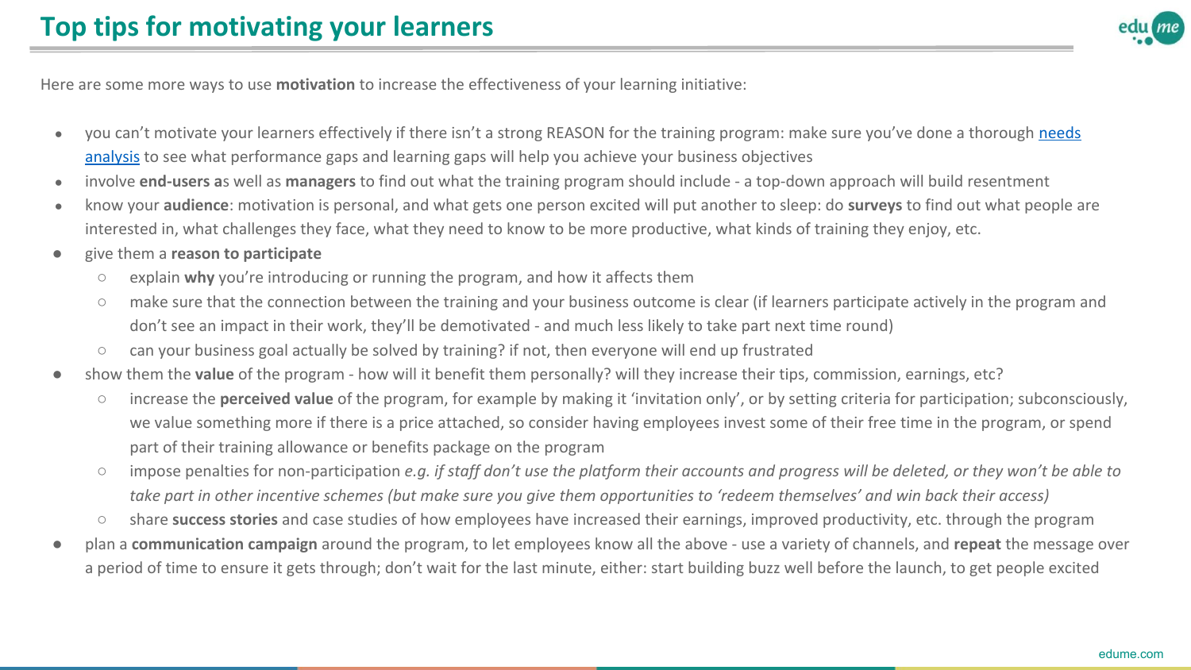# Top tips for motivating your learners

Here are some more ways to use **motivation** to increase the effectiveness of your learning initiative:

- you can't motivate your learners effectively if there isn't a strong REASON for the training program: make sure you've done a thorough [needs analysis]() to see what performance gaps and learning gaps will help you achieve your business objectives
- involve **end-users a**s well as **managers** to find out what the training program should include - a top-down approach will build resentment
- know your **audience**: motivation is personal, and what gets one person excited will put another to sleep: do **surveys** to find out what people are interested in, what challenges they face, what they need to know to be more productive, what kinds of training they enjoy, etc.
- give them a **reason to participate**
  - explain **why** you're introducing or running the program, and how it affects them
  - make sure that the connection between the training and your business outcome is clear (if learners participate actively in the program and don't see an impact in their work, they'll be demotivated - and much less likely to take part next time round)
  - can your business goal actually be solved by training? if not, then everyone will end up frustrated
- show them the **value** of the program - how will it benefit them personally? will they increase their tips, commission, earnings, etc?
  - increase the **perceived value** of the program, for example by making it 'invitation only', or by setting criteria for participation; subconsciously, we value something more if there is a price attached, so consider having employees invest some of their free time in the program, or spend part of their training allowance or benefits package on the program
  - impose penalties for non-participation *e.g. if staff don't use the platform their accounts and progress will be deleted, or they won't be able to take part in other incentive schemes (but make sure you give them opportunities to 'redeem themselves' and win back their access)*
  - share **success stories** and case studies of how employees have increased their earnings, improved productivity, etc. through the program
- plan a **communication campaign** around the program, to let employees know all the above - use a variety of channels, and **repeat** the message over a period of time to ensure it gets through; don't wait for the last minute, either: start building buzz well before the launch, to get people excited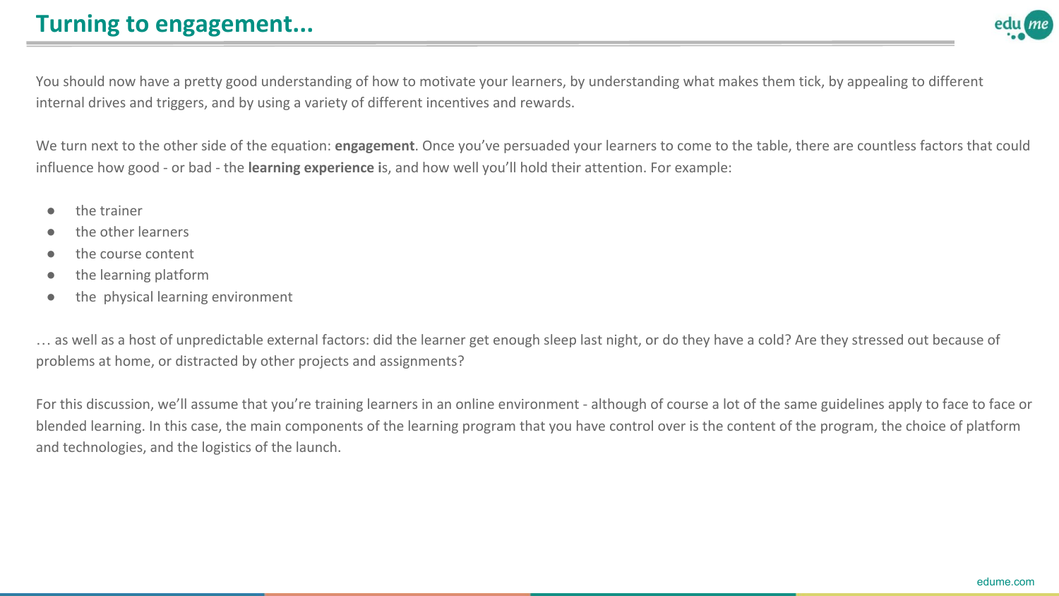# Turning to engagement...

You should now have a pretty good understanding of how to motivate your learners, by understanding what makes them tick, by appealing to different internal drives and triggers, and by using a variety of different incentives and rewards.

We turn next to the other side of the equation: **engagement**. Once you've persuaded your learners to come to the table, there are countless factors that could influence how good - or bad - the **learning experience i**s, and how well you'll hold their attention. For example:

- the trainer
- the other learners
- the course content
- the learning platform
- the  physical learning environment

… as well as a host of unpredictable external factors: did the learner get enough sleep last night, or do they have a cold? Are they stressed out because of problems at home, or distracted by other projects and assignments?

For this discussion, we'll assume that you're training learners in an online environment - although of course a lot of the same guidelines apply to face to face or blended learning. In this case, the main components of the learning program that you have control over is the content of the program, the choice of platform and technologies, and the logistics of the launch.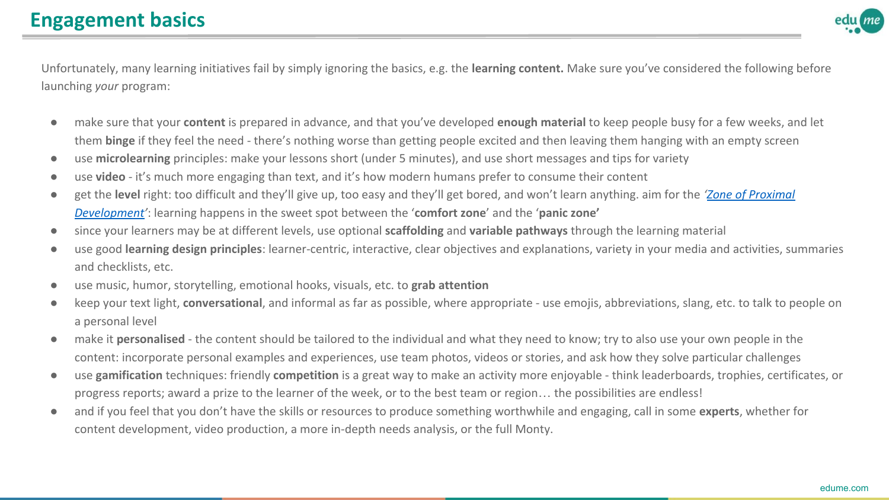# Engagement basics

Unfortunately, many learning initiatives fail by simply ignoring the basics, e.g. the **learning content.** Make sure you've considered the following before launching *your* program:

- make sure that your **content** is prepared in advance, and that you've developed **enough material** to keep people busy for a few weeks, and let them **binge** if they feel the need - there's nothing worse than getting people excited and then leaving them hanging with an empty screen
- use **microlearning** principles: make your lessons short (under 5 minutes), and use short messages and tips for variety
- use **video** - it's much more engaging than text, and it's how modern humans prefer to consume their content
- get the **level** right: too difficult and they'll give up, too easy and they'll get bored, and won't learn anything. aim for the *'Zone of Proximal Development'*: learning happens in the sweet spot between the '**comfort zone**' and the '**panic zone'**
- since your learners may be at different levels, use optional **scaffolding** and **variable pathways** through the learning material
- use good **learning design principles**: learner-centric, interactive, clear objectives and explanations, variety in your media and activities, summaries and checklists, etc.
- use music, humor, storytelling, emotional hooks, visuals, etc. to **grab attention**
- keep your text light, **conversational**, and informal as far as possible, where appropriate - use emojis, abbreviations, slang, etc. to talk to people on a personal level
- make it **personalised** - the content should be tailored to the individual and what they need to know; try to also use your own people in the content: incorporate personal examples and experiences, use team photos, videos or stories, and ask how they solve particular challenges
- use **gamification** techniques: friendly **competition** is a great way to make an activity more enjoyable - think leaderboards, trophies, certificates, or progress reports; award a prize to the learner of the week, or to the best team or region… the possibilities are endless!
- and if you feel that you don't have the skills or resources to produce something worthwhile and engaging, call in some **experts**, whether for content development, video production, a more in-depth needs analysis, or the full Monty.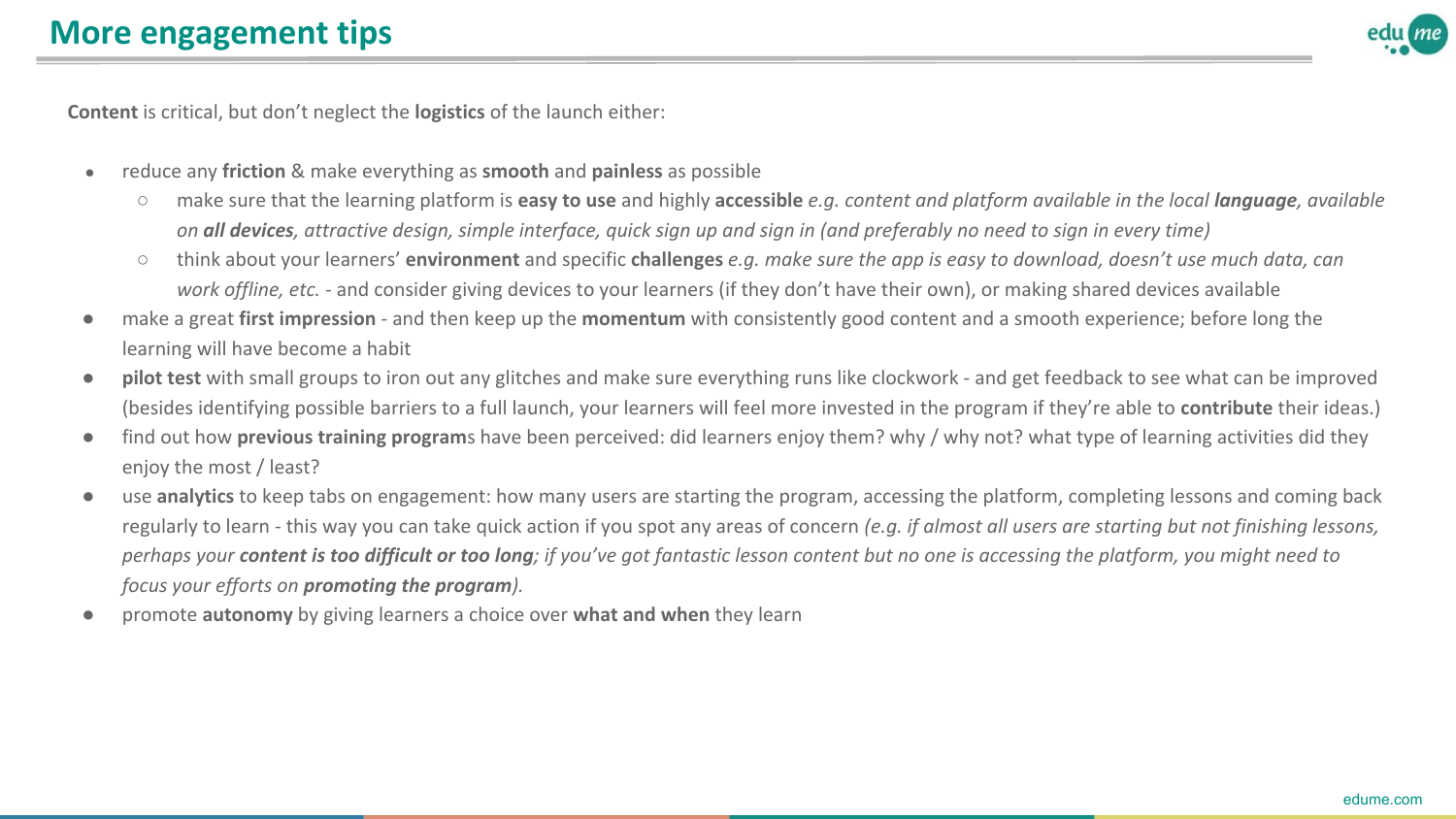# More engagement tips

**Content** is critical, but don't neglect the **logistics** of the launch either:

- reduce any **friction** & make everything as **smooth** and **painless** as possible
  - make sure that the learning platform is **easy to use** and highly **accessible** *e.g. content and platform available in the local* ***language****, available on* ***all devices****, attractive design, simple interface, quick sign up and sign in (and preferably no need to sign in every time)*
  - think about your learners' **environment** and specific **challenges** *e.g. make sure the app is easy to download, doesn't use much data, can work offline, etc.* - and consider giving devices to your learners (if they don't have their own), or making shared devices available
- make a great **first impression** - and then keep up the **momentum** with consistently good content and a smooth experience; before long the learning will have become a habit
- **pilot test** with small groups to iron out any glitches and make sure everything runs like clockwork - and get feedback to see what can be improved (besides identifying possible barriers to a full launch, your learners will feel more invested in the program if they're able to **contribute** their ideas.)
- find out how **previous training program**s have been perceived: did learners enjoy them? why / why not? what type of learning activities did they enjoy the most / least?
- use **analytics** to keep tabs on engagement: how many users are starting the program, accessing the platform, completing lessons and coming back regularly to learn - this way you can take quick action if you spot any areas of concern *(e.g. if almost all users are starting but not finishing lessons, perhaps your* ***content is too difficult or too long****; if you've got fantastic lesson content but no one is accessing the platform, you might need to focus your efforts on* ***promoting the program****).*
- promote **autonomy** by giving learners a choice over **what and when** they learn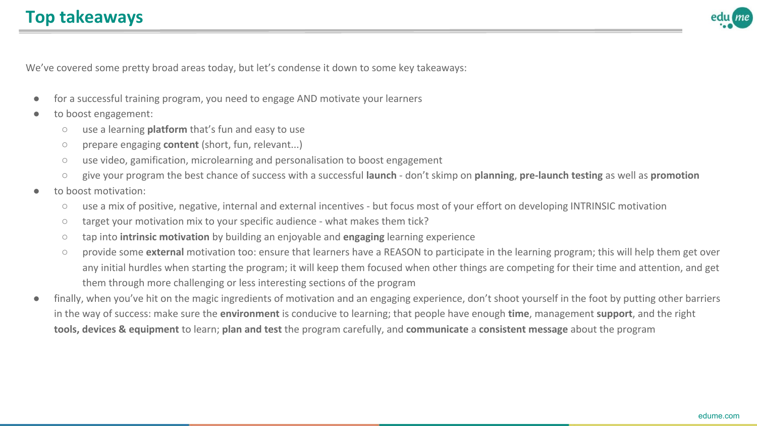# Top takeaways

We've covered some pretty broad areas today, but let's condense it down to some key takeaways:

- for a successful training program, you need to engage AND motivate your learners
- to boost engagement:
  - use a learning **platform** that's fun and easy to use
  - prepare engaging **content** (short, fun, relevant...)
  - use video, gamification, microlearning and personalisation to boost engagement
  - give your program the best chance of success with a successful **launch** - don't skimp on **planning**, **pre-launch testing** as well as **promotion**
- to boost motivation:
  - use a mix of positive, negative, internal and external incentives - but focus most of your effort on developing INTRINSIC motivation
  - target your motivation mix to your specific audience - what makes them tick?
  - tap into **intrinsic motivation** by building an enjoyable and **engaging** learning experience
  - provide some **external** motivation too: ensure that learners have a REASON to participate in the learning program; this will help them get over any initial hurdles when starting the program; it will keep them focused when other things are competing for their time and attention, and get them through more challenging or less interesting sections of the program
- finally, when you've hit on the magic ingredients of motivation and an engaging experience, don't shoot yourself in the foot by putting other barriers in the way of success: make sure the **environment** is conducive to learning; that people have enough **time**, management **support**, and the right **tools, devices & equipment** to learn; **plan and test** the program carefully, and **communicate** a **consistent message** about the program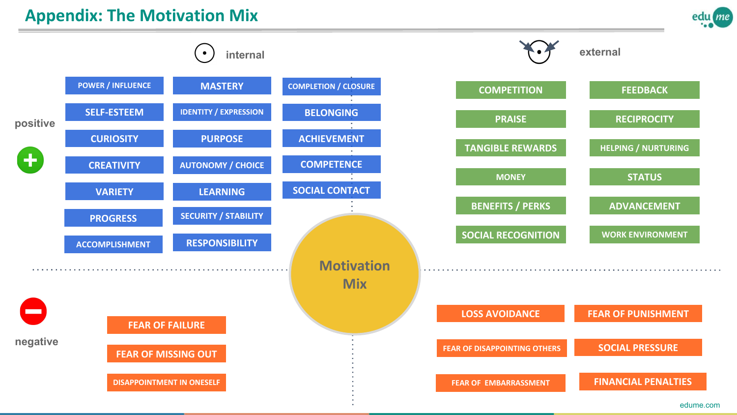# Appendix: The Motivation Mix

## internal

### positive

- POWER / INFLUENCE
- SELF-ESTEEM
- CURIOSITY
- CREATIVITY
- VARIETY
- PROGRESS
- ACCOMPLISHMENT
- MASTERY
- IDENTITY / EXPRESSION
- PURPOSE
- AUTONOMY / CHOICE
- LEARNING
- SECURITY / STABILITY
- RESPONSIBILITY
- COMPLETION / CLOSURE
- BELONGING
- ACHIEVEMENT
- COMPETENCE
- SOCIAL CONTACT

### negative

- FEAR OF FAILURE
- FEAR OF MISSING OUT
- DISAPPOINTMENT IN ONESELF

## external

### positive

- COMPETITION
- PRAISE
- TANGIBLE REWARDS
- MONEY
- BENEFITS / PERKS
- SOCIAL RECOGNITION
- FEEDBACK
- RECIPROCITY
- HELPING / NURTURING
- STATUS
- ADVANCEMENT
- WORK ENVIRONMENT

### negative

- LOSS AVOIDANCE
- FEAR OF DISAPPOINTING OTHERS
- FEAR OF EMBARRASSMENT
- FEAR OF PUNISHMENT
- SOCIAL PRESSURE
- FINANCIAL PENALTIES

Motivation Mix

edume.com